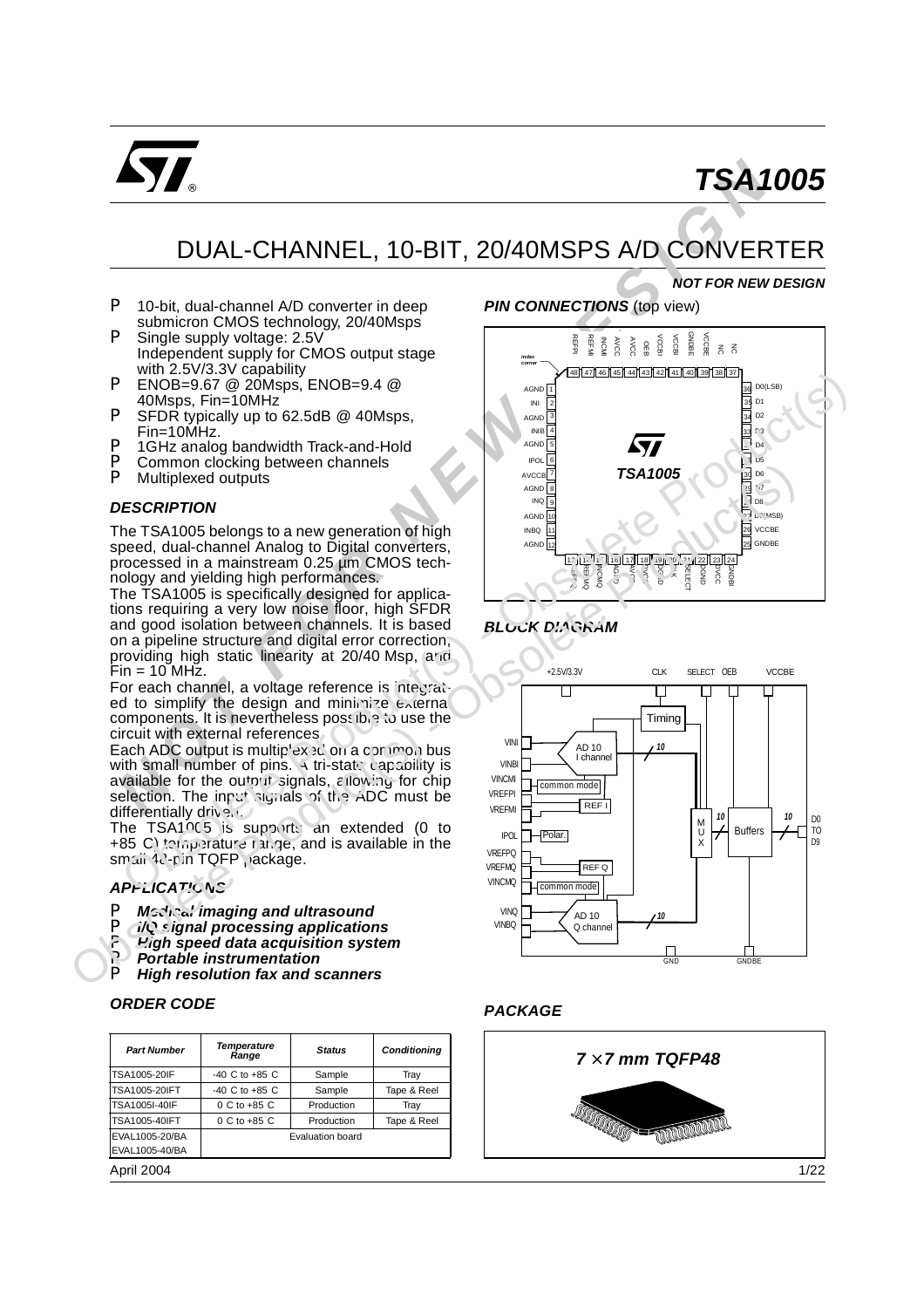# TSA1005

## DUAL-CHANNEL, 10-BIT, 20/40MSPS A/D CONVERTER

**NOT FOR NEW DESIGN**

- 10-bit, dual-channel A/D converter in deep submicron CMOS technology, 20/40Msps
- Single supply voltage: 2.5V
  Independent supply for CMOS output stage with 2.5V/3.3V capability
- ENOB=9.67 @ 20Msps, ENOB=9.4 @ 40Msps, Fin=10MHz
- SFDR typically up to 62.5dB @ 40Msps, Fin=10MHz.
- 1GHz analog bandwidth Track-and-Hold
- Common clocking between channels
- Multiplexed outputs

### DESCRIPTION

The TSA1005 belongs to a new generation of high speed, dual-channel Analog to Digital converters, processed in a mainstream 0.25 µm CMOS technology and yielding high performances.

The TSA1005 is specifically designed for applications requiring a very low noise floor, high SFDR and good isolation between channels. It is based on a pipeline structure and digital error correction, providing high static linearity at 20/40 Msp, and Fin = 10 MHz.

For each channel, a voltage reference is integrated to simplify the design and minimize external components. It is nevertheless possible to use the circuit with external references.

Each ADC output is multiplexed on a common bus with small number of pins. A tri-state capability is available for the output signals, allowing for chip selection. The input signals of the ADC must be differentially driven.

The TSA1005 is supports an extended (0 to +85 C) temperature range, and is available in the small 48-pin TQFP package.

### APPLICATIONS

- ***Medical imaging and ultrasound***
- ***I/Q signal processing applications***
- ***High speed data acquisition system***
- ***Portable instrumentation***
- ***High resolution fax and scanners***

### ORDER CODE

| Part Number | Temperature Range | Status | Conditioning |
|---|---|---|---|
| TSA1005-20IF | -40 C to +85 C | Sample | Tray |
| TSA1005-20IFT | -40 C to +85 C | Sample | Tape & Reel |
| TSA1005I-40IF | 0 C to +85 C | Production | Tray |
| TSA1005-40IFT | 0 C to +85 C | Production | Tape & Reel |
| EVAL1005-20/BA<br>EVAL1005-40/BA | Evaluation board | | |

### PIN CONNECTIONS (top view)

| Pin | Name | Pin | Name |
|---|---|---|---|
| 1 | AGND | 25 | GNDBE |
| 2 | INI | 26 | VCCBE |
| 3 | AGND | 27 | D9(MSB) |
| 4 | INIB | 28 | D8 |
| 5 | AGND | 29 | D7 |
| 6 | IPOL | 30 | D6 |
| 7 | AVCCB | 31 | D5 |
| 8 | AGND | 32 | D4 |
| 9 | INQ | 33 | D3 |
| 10 | AGND | 34 | D2 |
| 11 | INBQ | 35 | D1 |
| 12 | AGND | 36 | D0(LSB) |
| 37 | NC | 43 | AVCC |
| 38 | NC | 44 | AVCC |
| 39 | VCCBE | 45 | INCMI |
| 40 | GNDBE | 46 | REFMI |
| 41 | VCCBI | 47 | REFPI |
| 42 | OEB | 48 | |

### BLOCK DIAGRAM

### PACKAGE

**7 × 7 mm TQFP48**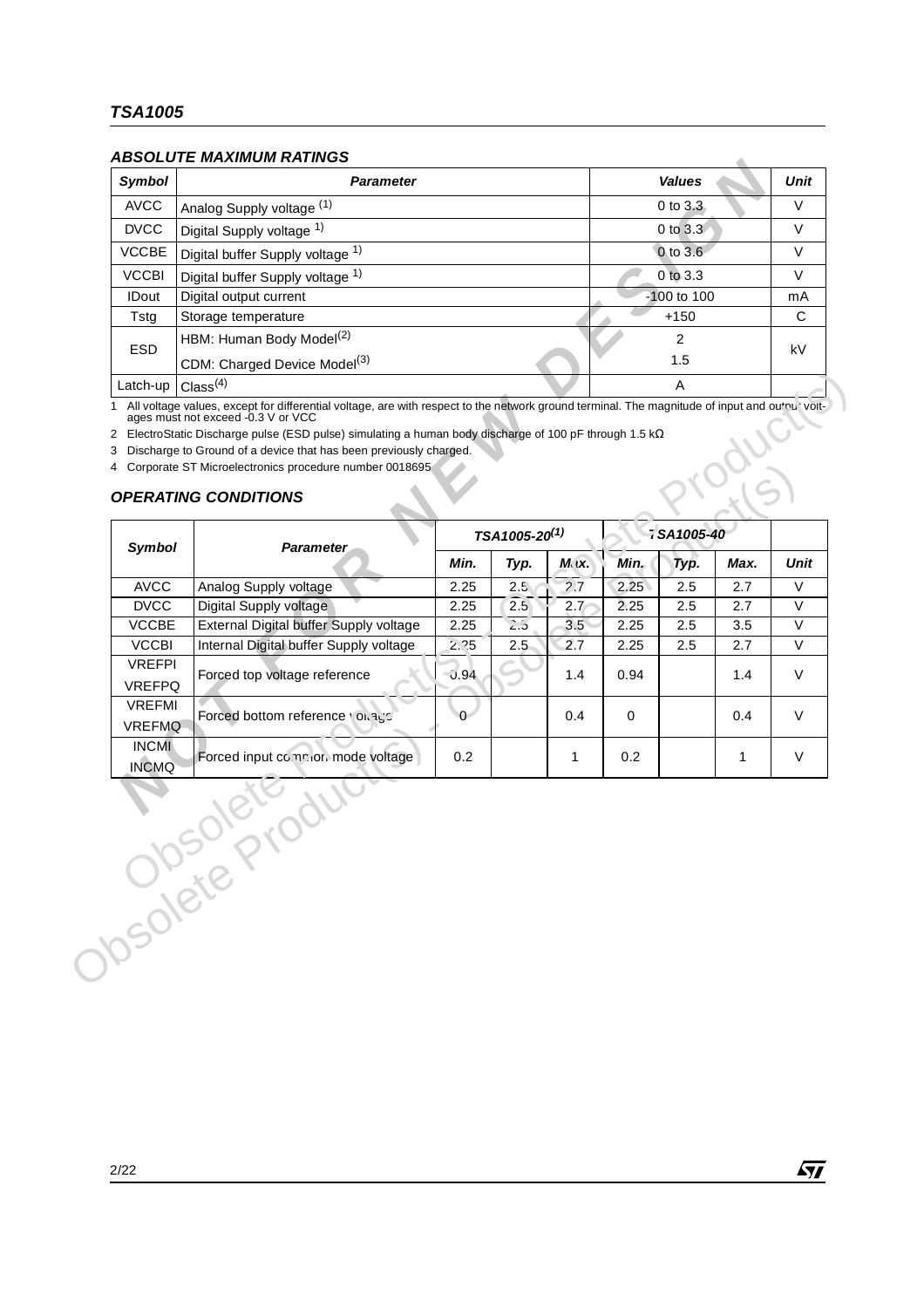### ABSOLUTE MAXIMUM RATINGS

| Symbol | Parameter | Values | Unit |
|---|---|---|---|
| AVCC | Analog Supply voltage [1] | 0 to 3.3 | V |
| DVCC | Digital Supply voltage [1] | 0 to 3.3 | V |
| VCCBE | Digital buffer Supply voltage [1] | 0 to 3.6 | V |
| VCCBI | Digital buffer Supply voltage [1] | 0 to 3.3 | V |
| IDout | Digital output current | -100 to 100 | mA |
| Tstg | Storage temperature | +150 | C |
| ESD | HBM: Human Body Model[2] | 2 | kV |
| | CDM: Charged Device Model[3] | 1.5 | |
| Latch-up | Class[4] | A | |

1 All voltage values, except for differential voltage, are with respect to the network ground terminal. The magnitude of input and output voltages must not exceed -0.3 V or VCC

2 ElectroStatic Discharge pulse (ESD pulse) simulating a human body discharge of 100 pF through 1.5 kΩ

3 Discharge to Ground of a device that has been previously charged.

4 Corporate ST Microelectronics procedure number 0018695

### OPERATING CONDITIONS

| Symbol | Parameter | TSA1005-20[1] | | | TSA1005-40 | | | Unit |
|---|---|---|---|---|---|---|---|---|
| | | Min. | Typ. | Max. | Min. | Typ. | Max. | |
| AVCC | Analog Supply voltage | 2.25 | 2.5 | 2.7 | 2.25 | 2.5 | 2.7 | V |
| DVCC | Digital Supply voltage | 2.25 | 2.5 | 2.7 | 2.25 | 2.5 | 2.7 | V |
| VCCBE | External Digital buffer Supply voltage | 2.25 | 2.5 | 3.5 | 2.25 | 2.5 | 3.5 | V |
| VCCBI | Internal Digital buffer Supply voltage | 2.25 | 2.5 | 2.7 | 2.25 | 2.5 | 2.7 | V |
| VREFPI<br>VREFPQ | Forced top voltage reference | 0.94 | | 1.4 | 0.94 | | 1.4 | V |
| VREFMI<br>VREFMQ | Forced bottom reference voltage | 0 | | 0.4 | 0 | | 0.4 | V |
| INCMI<br>INCMQ | Forced input common mode voltage | 0.2 | | 1 | 0.2 | | 1 | V |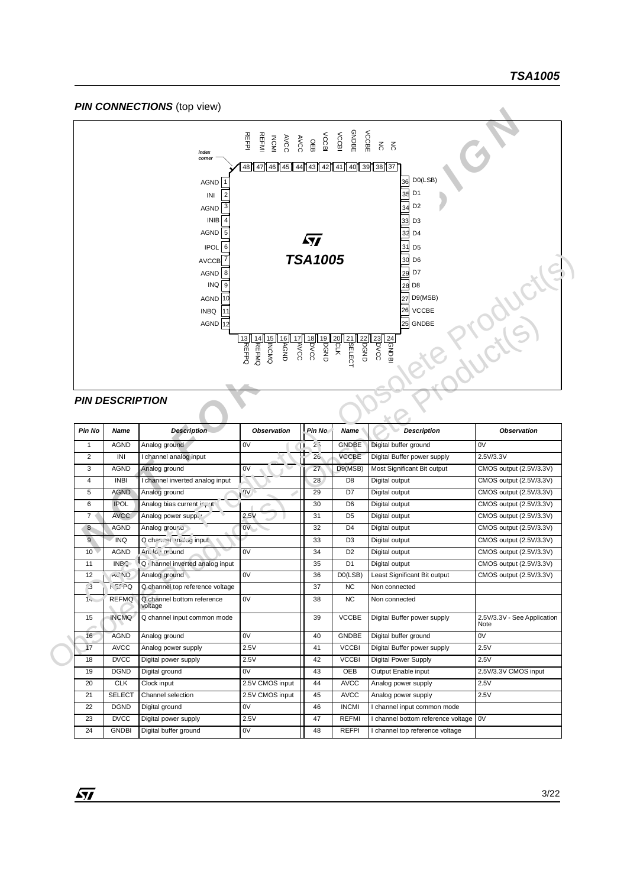## PIN CONNECTIONS (top view)

## PIN DESCRIPTION

| Pin No | Name | Description | Observation | Pin No | Name | Description | Observation |
|---|---|---|---|---|---|---|---|
| 1 | AGND | Analog ground | 0V | 25 | GNDBE | Digital buffer ground | 0V |
| 2 | INI | I channel analog input | | 26 | VCCBE | Digital Buffer power supply | 2.5V/3.3V |
| 3 | AGND | Analog ground | 0V | 27 | D9(MSB) | Most Significant Bit output | CMOS output (2.5V/3.3V) |
| 4 | INBI | I channel inverted analog input | | 28 | D8 | Digital output | CMOS output (2.5V/3.3V) |
| 5 | AGND | Analog ground | 0V | 29 | D7 | Digital output | CMOS output (2.5V/3.3V) |
| 6 | IPOL | Analog bias current input | | 30 | D6 | Digital output | CMOS output (2.5V/3.3V) |
| 7 | AVCC | Analog power supply | 2.5V | 31 | D5 | Digital output | CMOS output (2.5V/3.3V) |
| 8 | AGND | Analog ground | 0V | 32 | D4 | Digital output | CMOS output (2.5V/3.3V) |
| 9 | INQ | Q channel analog input | | 33 | D3 | Digital output | CMOS output (2.5V/3.3V) |
| 10 | AGND | Analog ground | 0V | 34 | D2 | Digital output | CMOS output (2.5V/3.3V) |
| 11 | INBQ | Q channel inverted analog input | | 35 | D1 | Digital output | CMOS output (2.5V/3.3V) |
| 12 | AGND | Analog ground | 0V | 36 | D0(LSB) | Least Significant Bit output | CMOS output (2.5V/3.3V) |
| 13 | REFPQ | Q channel top reference voltage | | 37 | NC | Non connected | |
| 14 | REFMQ | Q channel bottom reference voltage | 0V | 38 | NC | Non connected | |
| 15 | INCMQ | Q channel input common mode | | 39 | VCCBE | Digital Buffer power supply | 2.5V/3.3V - See Application Note |
| 16 | AGND | Analog ground | 0V | 40 | GNDBE | Digital buffer ground | 0V |
| 17 | AVCC | Analog power supply | 2.5V | 41 | VCCBI | Digital Buffer power supply | 2.5V |
| 18 | DVCC | Digital power supply | 2.5V | 42 | VCCBI | Digital Power Supply | 2.5V |
| 19 | DGND | Digital ground | 0V | 43 | OEB | Output Enable input | 2.5V/3.3V CMOS input |
| 20 | CLK | Clock input | 2.5V CMOS input | 44 | AVCC | Analog power supply | 2.5V |
| 21 | SELECT | Channel selection | 2.5V CMOS input | 45 | AVCC | Analog power supply | 2.5V |
| 22 | DGND | Digital ground | 0V | 46 | INCMI | I channel input common mode | |
| 23 | DVCC | Digital power supply | 2.5V | 47 | REFMI | I channel bottom reference voltage | 0V |
| 24 | GNDBI | Digital buffer ground | 0V | 48 | REFPI | I channel top reference voltage | |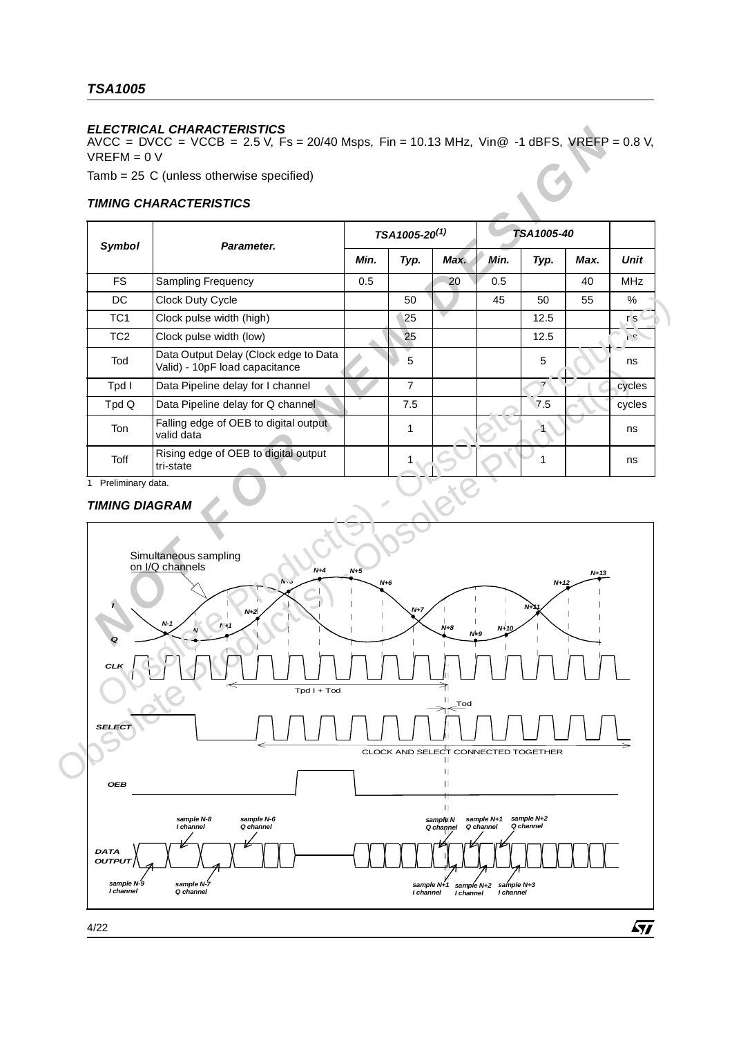### ELECTRICAL CHARACTERISTICS

AVCC = DVCC = VCCB = 2.5 V, Fs = 20/40 Msps, Fin = 10.13 MHz, Vin@ -1 dBFS, VREFP = 0.8 V, VREFM = 0 V

Tamb = 25 C (unless otherwise specified)

### TIMING CHARACTERISTICS

| Symbol | Parameter. | TSA1005-20[1] | | | TSA1005-40 | | | Unit |
|---|---|---|---|---|---|---|---|---|
| | | Min. | Typ. | Max. | Min. | Typ. | Max. | |
| FS | Sampling Frequency | 0.5 | | 20 | 0.5 | | 40 | MHz |
| DC | Clock Duty Cycle | | 50 | | 45 | 50 | 55 | % |
| TC1 | Clock pulse width (high) | | 25 | | | 12.5 | | ns |
| TC2 | Clock pulse width (low) | | 25 | | | 12.5 | | ns |
| Tod | Data Output Delay (Clock edge to Data Valid) - 10pF load capacitance | | 5 | | | 5 | | ns |
| Tpd I | Data Pipeline delay for I channel | | 7 | | | 7 | | cycles |
| Tpd Q | Data Pipeline delay for Q channel | | 7.5 | | | 7.5 | | cycles |
| Ton | Falling edge of OEB to digital output valid data | | 1 | | | 1 | | ns |
| Toff | Rising edge of OEB to digital output tri-state | | 1 | | | 1 | | ns |

1 Preliminary data.

### TIMING DIAGRAM

Simultaneous sampling on I/Q channels

I, Q, CLK, SELECT, OEB, DATA OUTPUT

Tpd I + Tod

Tod

CLOCK AND SELECT CONNECTED TOGETHER

sample N-9 I channel, sample N-8 I channel, sample N-7 Q channel, sample N-6 Q channel, sample N Q channel, sample N+1 I channel, sample N+1 Q channel, sample N+2 I channel, sample N+2 Q channel, sample N+3 I channel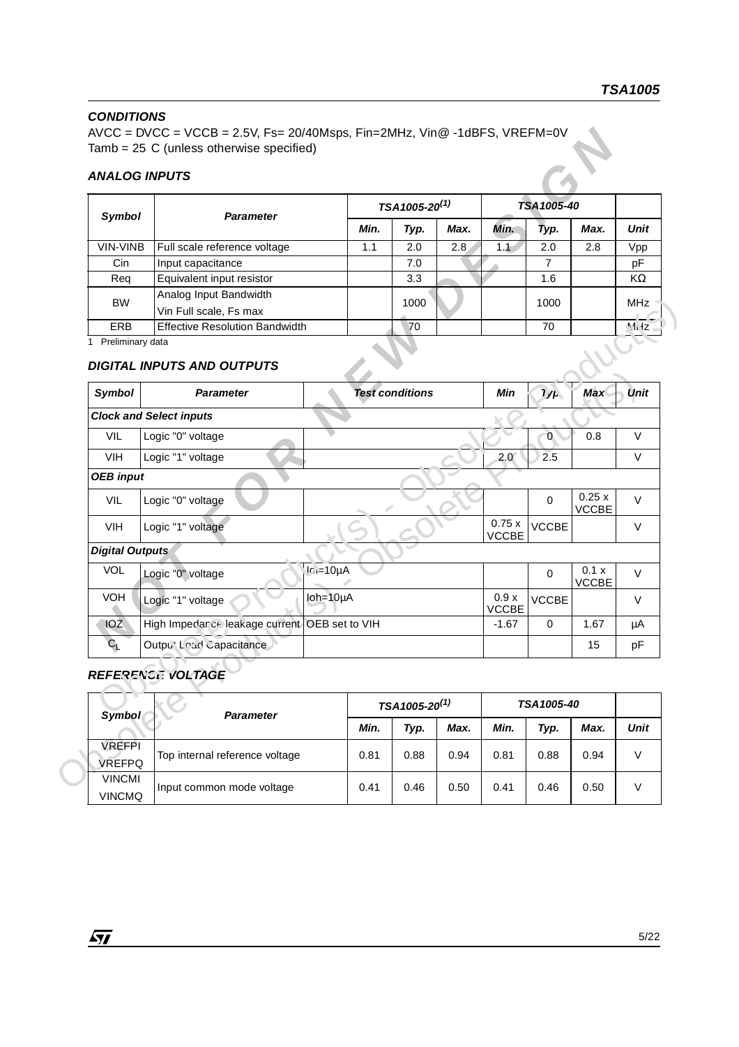### CONDITIONS

AVCC = DVCC = VCCB = 2.5V, Fs= 20/40Msps, Fin=2MHz, Vin@ -1dBFS, VREFM=0V
Tamb = 25 C (unless otherwise specified)

### ANALOG INPUTS

| Symbol | Parameter | TSA1005-20[1] | | | TSA1005-40 | | | Unit |
|---|---|---|---|---|---|---|---|---|
| | | Min. | Typ. | Max. | Min. | Typ. | Max. | |
| VIN-VINB | Full scale reference voltage | 1.1 | 2.0 | 2.8 | 1.1 | 2.0 | 2.8 | Vpp |
| Cin | Input capacitance | | 7.0 | | | 7 | | pF |
| Req | Equivalent input resistor | | 3.3 | | | 1.6 | | KΩ |
| BW | Analog Input Bandwidth Vin Full scale, Fs max | | 1000 | | | 1000 | | MHz |
| ERB | Effective Resolution Bandwidth | | 70 | | | 70 | | MHz |

1 Preliminary data

### DIGITAL INPUTS AND OUTPUTS

| Symbol | Parameter | Test conditions | Min | Typ | Max | Unit |
|---|---|---|---|---|---|---|
| ***Clock and Select inputs*** | | | | | | |
| VIL | Logic "0" voltage | | | 0 | 0.8 | V |
| VIH | Logic "1" voltage | | 2.0 | 2.5 | | V |
| ***OEB input*** | | | | | | |
| VIL | Logic "0" voltage | | | 0 | 0.25 x VCCBE | V |
| VIH | Logic "1" voltage | | 0.75 x VCCBE | VCCBE | | V |
| ***Digital Outputs*** | | | | | | |
| VOL | Logic "0" voltage | Iol=10µA | | 0 | 0.1 x VCCBE | V |
| VOH | Logic "1" voltage | Ioh=10µA | 0.9 x VCCBE | VCCBE | | V |
| IOZ | High Impedance leakage current | OEB set to VIH | -1.67 | 0 | 1.67 | µA |
| $C_L$ | Output Load Capacitance | | | | 15 | pF |

### REFERENCE VOLTAGE

| Symbol | Parameter | TSA1005-20[1] | | | TSA1005-40 | | | Unit |
|---|---|---|---|---|---|---|---|---|
| | | Min. | Typ. | Max. | Min. | Typ. | Max. | |
| VREFPI VREFPQ | Top internal reference voltage | 0.81 | 0.88 | 0.94 | 0.81 | 0.88 | 0.94 | V |
| VINCMI VINCMQ | Input common mode voltage | 0.41 | 0.46 | 0.50 | 0.41 | 0.46 | 0.50 | V |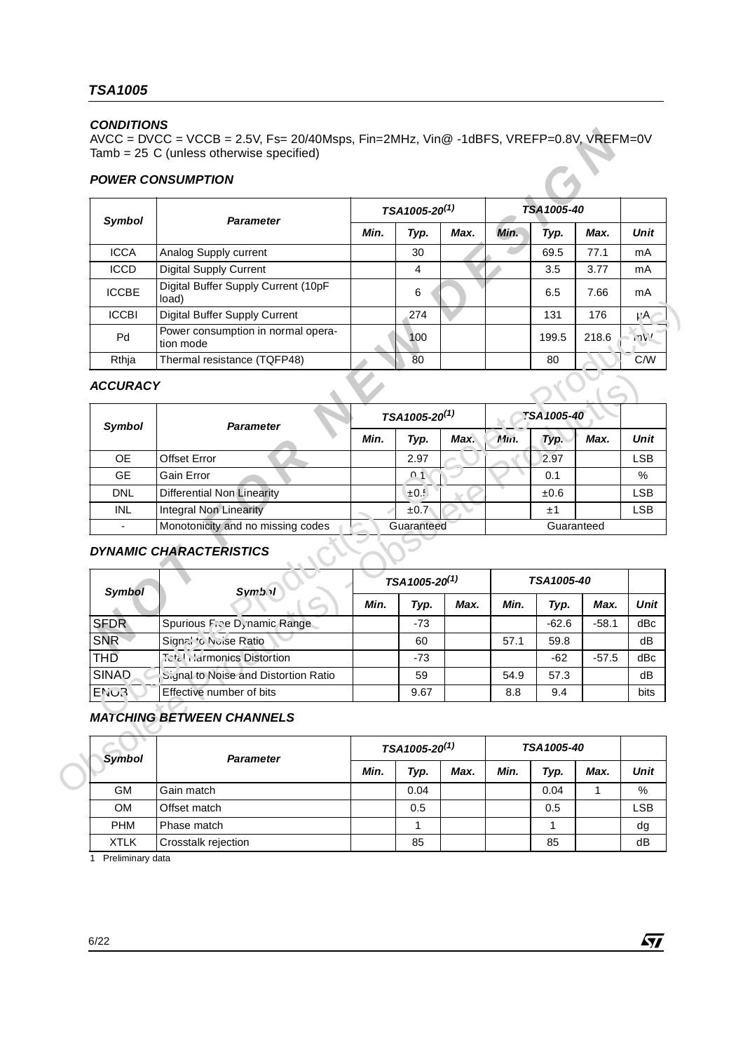## CONDITIONS

AVCC = DVCC = VCCB = 2.5V, Fs= 20/40Msps, Fin=2MHz, Vin@ -1dBFS, VREFP=0.8V, VREFM=0V
Tamb = 25 C (unless otherwise specified)

### POWER CONSUMPTION

| Symbol | Parameter | TSA1005-20[1] | | | TSA1005-40 | | | Unit |
|---|---|---|---|---|---|---|---|---|
| | | Min. | Typ. | Max. | Min. | Typ. | Max. | |
| ICCA | Analog Supply current | | 30 | | | 69.5 | 77.1 | mA |
| ICCD | Digital Supply Current | | 4 | | | 3.5 | 3.77 | mA |
| ICCBE | Digital Buffer Supply Current (10pF load) | | 6 | | | 6.5 | 7.66 | mA |
| ICCBI | Digital Buffer Supply Current | | 274 | | | 131 | 176 | µA |
| Pd | Power consumption in normal operation mode | | 100 | | | 199.5 | 218.6 | mW |
| Rthja | Thermal resistance (TQFP48) | | 80 | | | 80 | | C/W |

### ACCURACY

| Symbol | Parameter | TSA1005-20[1] | | | TSA1005-40 | | | Unit |
|---|---|---|---|---|---|---|---|---|
| | | Min. | Typ. | Max. | Min. | Typ. | Max. | |
| OE | Offset Error | | 2.97 | | | 2.97 | | LSB |
| GE | Gain Error | | 0.1 | | | 0.1 | | % |
| DNL | Differential Non Linearity | | ±0.5 | | | ±0.6 | | LSB |
| INL | Integral Non Linearity | | ±0.7 | | | ±1 | | LSB |
| - | Monotonicity and no missing codes | Guaranteed | | | Guaranteed | | | |

### DYNAMIC CHARACTERISTICS

| Symbol | Symbol | TSA1005-20[1] | | | TSA1005-40 | | | Unit |
|---|---|---|---|---|---|---|---|---|
| | | Min. | Typ. | Max. | Min. | Typ. | Max. | |
| SFDR | Spurious Free Dynamic Range | | -73 | | | -62.6 | -58.1 | dBc |
| SNR | Signal to Noise Ratio | | 60 | | 57.1 | 59.8 | | dB |
| THD | Total Harmonics Distortion | | -73 | | | -62 | -57.5 | dBc |
| SINAD | Signal to Noise and Distortion Ratio | | 59 | | 54.9 | 57.3 | | dB |
| ENOB | Effective number of bits | | 9.67 | | 8.8 | 9.4 | | bits |

### MATCHING BETWEEN CHANNELS

| Symbol | Parameter | TSA1005-20[1] | | | TSA1005-40 | | | Unit |
|---|---|---|---|---|---|---|---|---|
| | | Min. | Typ. | Max. | Min. | Typ. | Max. | |
| GM | Gain match | | 0.04 | | | 0.04 | 1 | % |
| OM | Offset match | | 0.5 | | | 0.5 | | LSB |
| PHM | Phase match | | 1 | | | 1 | | dg |
| XTLK | Crosstalk rejection | | 85 | | | 85 | | dB |

1 Preliminary data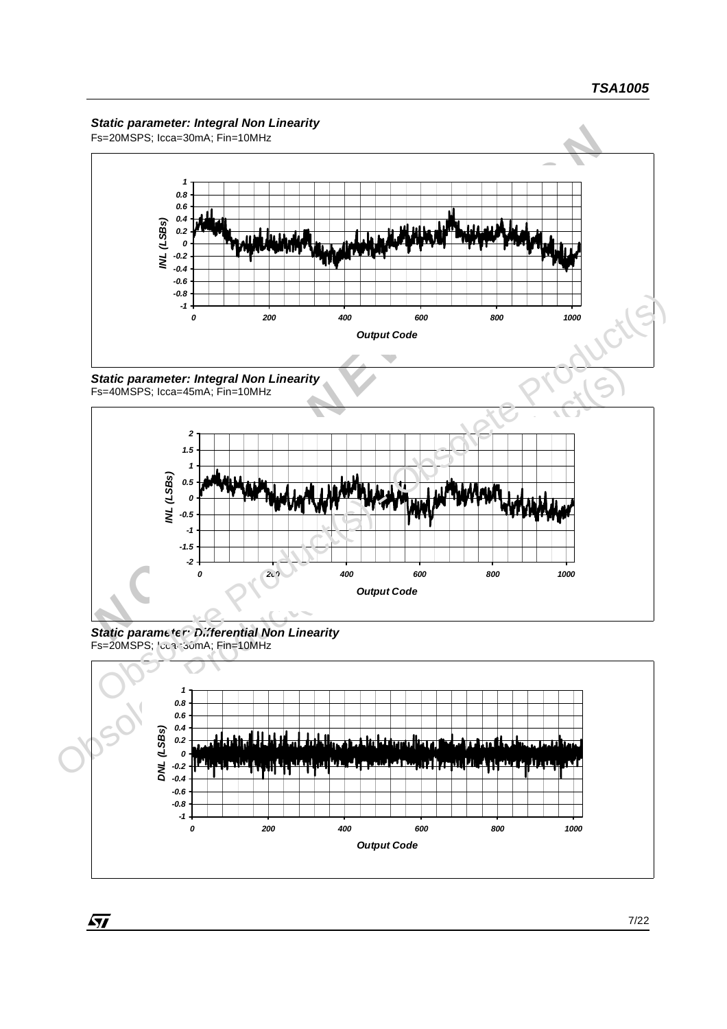***Static parameter: Integral Non Linearity***

Fs=20MSPS; Icca=30mA; Fin=10MHz

***Static parameter: Integral Non Linearity***

Fs=40MSPS; Icca=45mA; Fin=10MHz

***Static parameter: Differential Non Linearity***

Fs=20MSPS; Icca=30mA; Fin=10MHz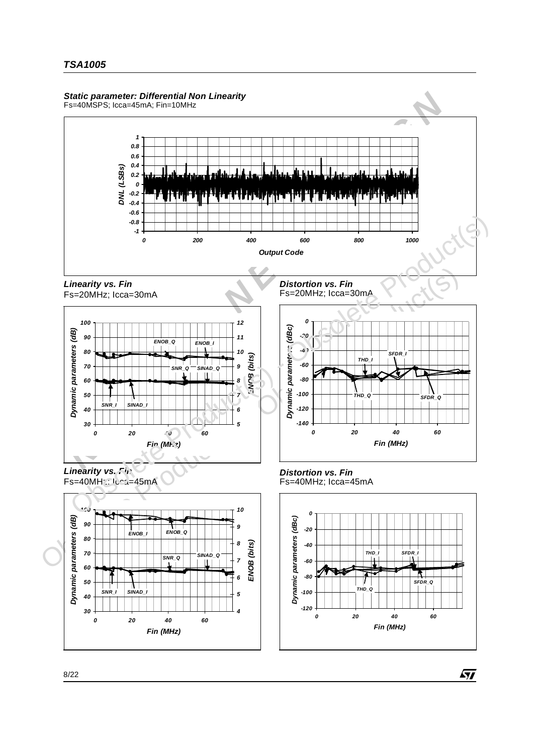***Static parameter: Differential Non Linearity***
Fs=40MSPS; Icca=45mA; Fin=10MHz

***Linearity vs. Fin***
Fs=20MHz; Icca=30mA

***Distortion vs. Fin***
Fs=20MHz; Icca=30mA

***Linearity vs. Fin***
Fs=40MHz; Icca=45mA

***Distortion vs. Fin***
Fs=40MHz; Icca=45mA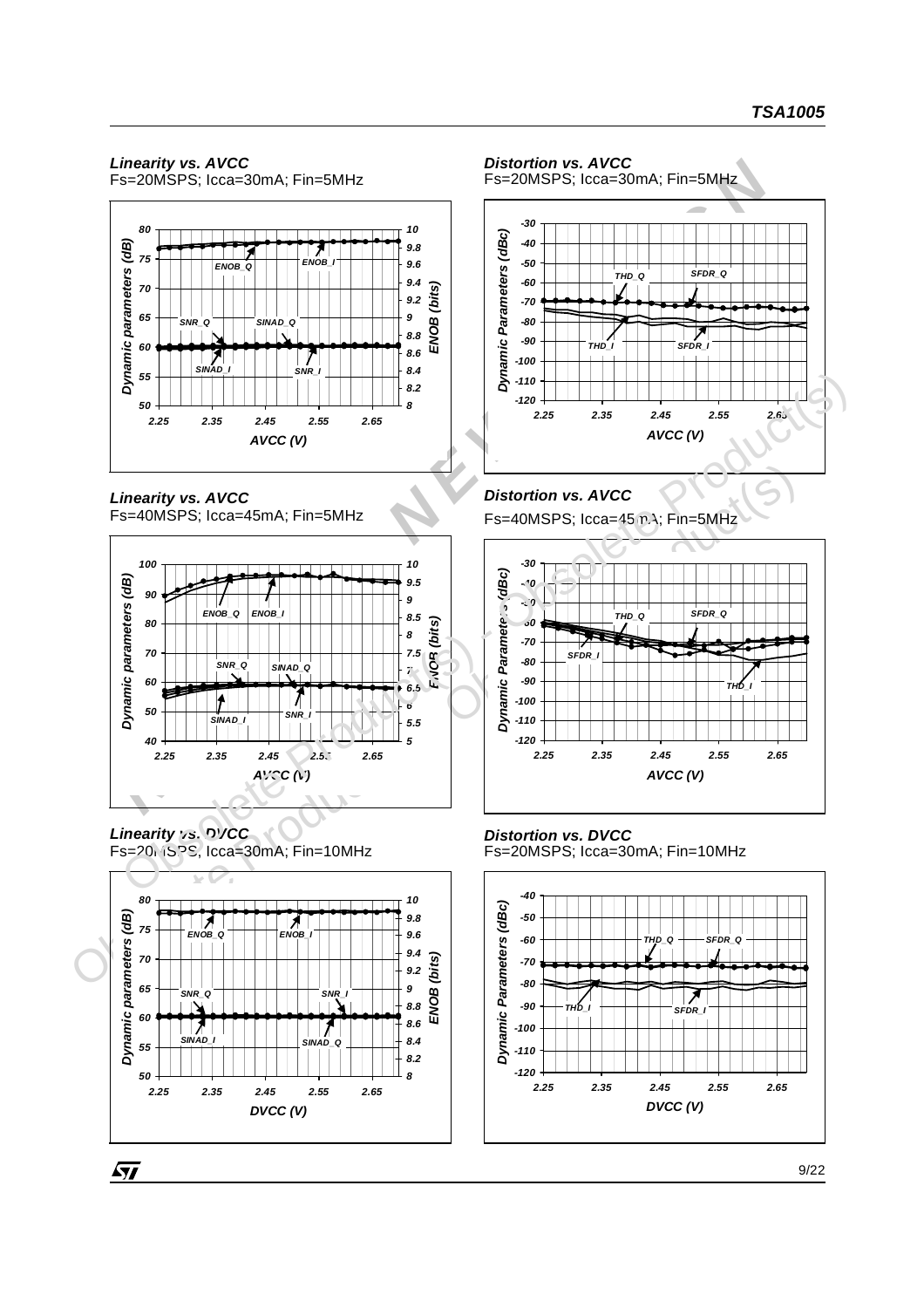**Linearity vs. AVCC**
Fs=20MSPS; Icca=30mA; Fin=5MHz

**Distortion vs. AVCC**
Fs=20MSPS; Icca=30mA; Fin=5MHz

**Linearity vs. AVCC**
Fs=40MSPS; Icca=45mA; Fin=5MHz

**Distortion vs. AVCC**
Fs=40MSPS; Icca=45mA; Fin=5MHz

**Linearity vs. DVCC**
Fs=20MSPS; Icca=30mA; Fin=10MHz

**Distortion vs. DVCC**
Fs=20MSPS; Icca=30mA; Fin=10MHz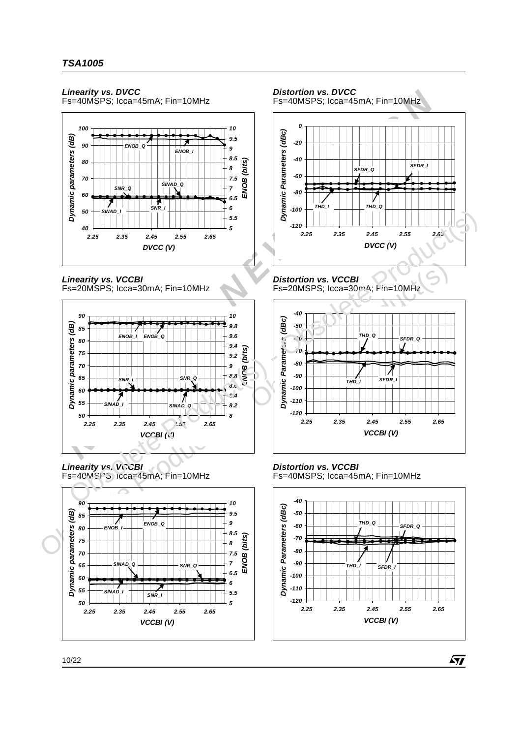**Linearity vs. DVCC**
Fs=40MSPS; Icca=45mA; Fin=10MHz

**Distortion vs. DVCC**
Fs=40MSPS; Icca=45mA; Fin=10MHz

**Linearity vs. VCCBI**
Fs=20MSPS; Icca=30mA; Fin=10MHz

**Distortion vs. VCCBI**
Fs=20MSPS; Icca=30mA; Fin=10MHz

**Linearity vs. VCCBI**
Fs=40MSPS; Icca=45mA; Fin=10MHz

**Distortion vs. VCCBI**
Fs=40MSPS; Icca=45mA; Fin=10MHz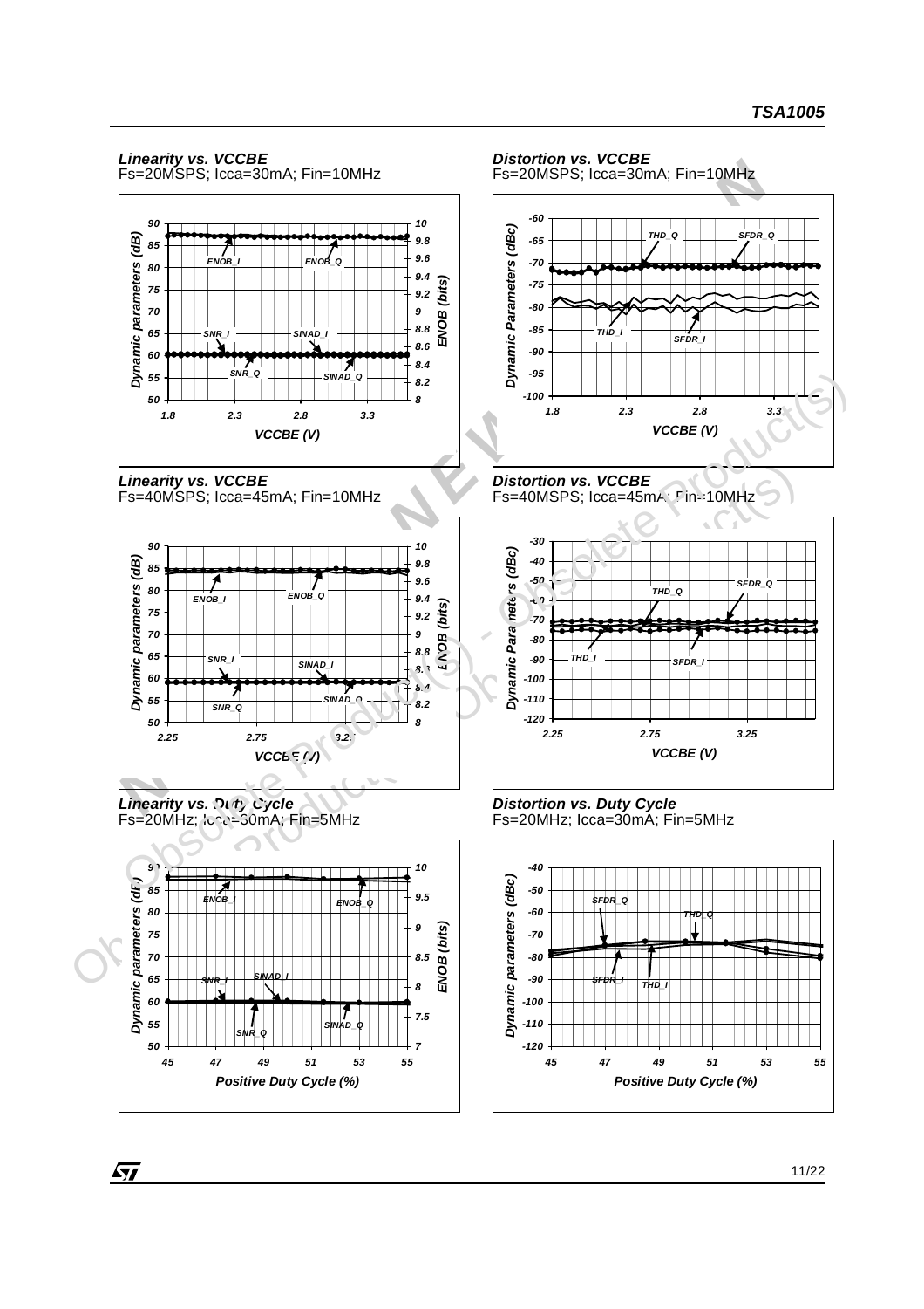**Linearity vs. VCCBE**
Fs=20MSPS; Icca=30mA; Fin=10MHz

Dynamic parameters (dB) vs. VCCBE (V); ENOB (bits). Curves: ENOB_I, ENOB_Q, SNR_I, SINAD_I, SNR_Q, SINAD_Q

**Distortion vs. VCCBE**
Fs=20MSPS; Icca=30mA; Fin=10MHz

Dynamic Parameters (dBc) vs. VCCBE (V). Curves: THD_Q, SFDR_Q, THD_I, SFDR_I

**Linearity vs. VCCBE**
Fs=40MSPS; Icca=45mA; Fin=10MHz

Dynamic parameters (dB) vs. VCCBE (V); ENOB (bits). Curves: ENOB_I, ENOB_Q, SNR_I, SINAD_I, SINAD_Q, SNR_Q

**Distortion vs. VCCBE**
Fs=40MSPS; Icca=45mA; Fin=10MHz

Dynamic Parameters (dBc) vs. VCCBE (V). Curves: SFDR_Q, THD_Q, THD_I, SFDR_I

**Linearity vs. Duty Cycle**
Fs=20MHz; Icca=30mA; Fin=5MHz

Dynamic parameters (dB) vs. Positive Duty Cycle (%); ENOB (bits). Curves: ENOB_I, ENOB_Q, SNR_I, SINAD_I, SNR_Q, SINAD_Q

**Distortion vs. Duty Cycle**
Fs=20MHz; Icca=30mA; Fin=5MHz

Dynamic Parameters (dBc) vs. Positive Duty Cycle (%). Curves: SFDR_Q, THD_Q, SFDR_I, THD_I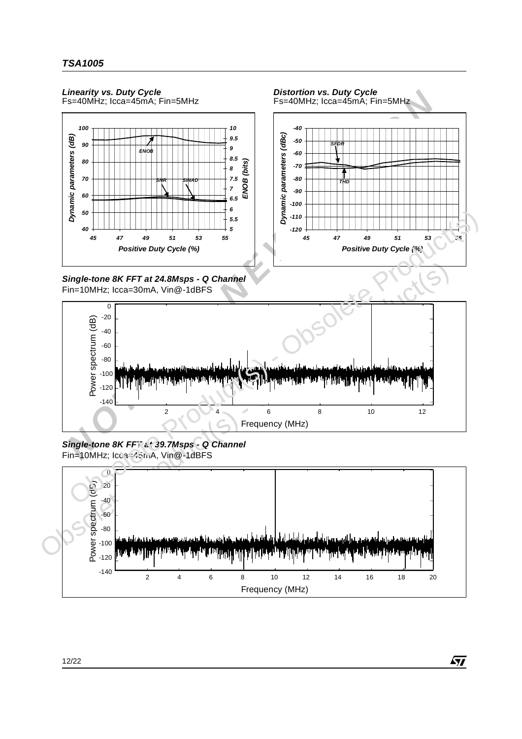**Linearity vs. Duty Cycle**
Fs=40MHz; Icca=45mA; Fin=5MHz

**Distortion vs. Duty Cycle**
Fs=40MHz; Icca=45mA; Fin=5MHz

**Single-tone 8K FFT at 24.8Msps - Q Channel**
Fin=10MHz; Icca=30mA, Vin@-1dBFS

**Single-tone 8K FFT at 39.7Msps - Q Channel**
Fin=10MHz; Icca=45mA, Vin@-1dBFS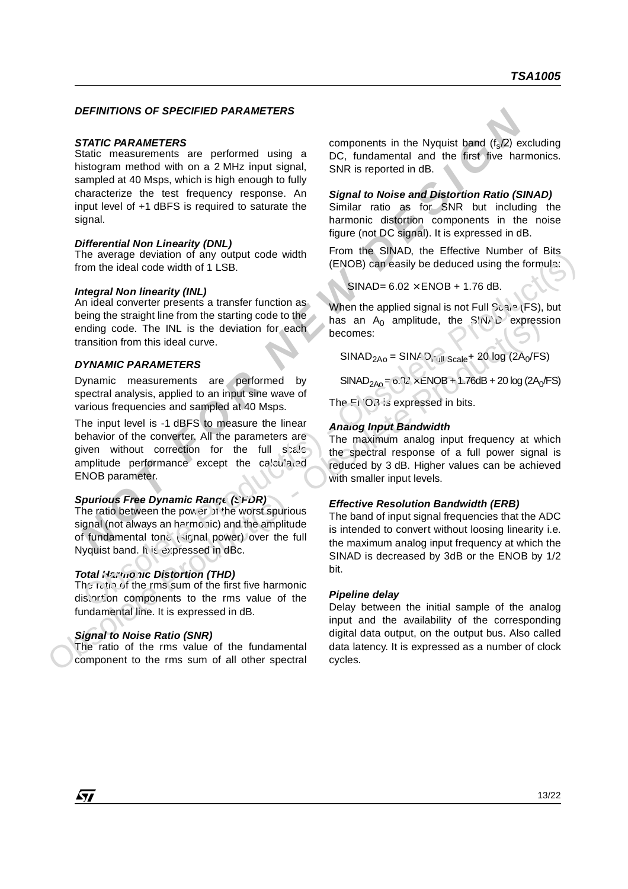## *DEFINITIONS OF SPECIFIED PARAMETERS*

### *STATIC PARAMETERS*

Static measurements are performed using a histogram method with on a 2 MHz input signal, sampled at 40 Msps, which is high enough to fully characterize the test frequency response. An input level of +1 dBFS is required to saturate the signal.

#### *Differential Non Linearity (DNL)*

The average deviation of any output code width from the ideal code width of 1 LSB.

#### *Integral Non linearity (INL)*

An ideal converter presents a transfer function as being the straight line from the starting code to the ending code. The INL is the deviation for each transition from this ideal curve.

### *DYNAMIC PARAMETERS*

Dynamic measurements are performed by spectral analysis, applied to an input sine wave of various frequencies and sampled at 40 Msps.

The input level is -1 dBFS to measure the linear behavior of the converter. All the parameters are given without correction for the full scale amplitude performance except the calculated ENOB parameter.

#### *Spurious Free Dynamic Range (SFDR)*

The ratio between the power of the worst spurious signal (not always an harmonic) and the amplitude of fundamental tone (signal power) over the full Nyquist band. It is expressed in dBc.

#### *Total Harmonic Distortion (THD)*

The ratio of the rms sum of the first five harmonic distortion components to the rms value of the fundamental line. It is expressed in dB.

#### *Signal to Noise Ratio (SNR)*

The ratio of the rms value of the fundamental component to the rms sum of all other spectral components in the Nyquist band ($f_s/2$) excluding DC, fundamental and the first five harmonics. SNR is reported in dB.

#### *Signal to Noise and Distortion Ratio (SINAD)*

Similar ratio as for SNR but including the harmonic distortion components in the noise figure (not DC signal). It is expressed in dB.

From the SINAD, the Effective Number of Bits (ENOB) can easily be deduced using the formula:

$$SINAD = 6.02 \times ENOB + 1.76 \text{ dB}.$$

When the applied signal is not Full Scale (FS), but has an $A_0$ amplitude, the SINAD expression becomes:

$$SINAD_{2Ao} = SINAD_{Full\ Scale} + 20 \log (2A_0/FS)$$

$$SINAD_{2Ao} = 6.02 \times ENOB + 1.76dB + 20 \log (2A_0/FS)$$

The ENOB is expressed in bits.

#### *Analog Input Bandwidth*

The maximum analog input frequency at which the spectral response of a full power signal is reduced by 3 dB. Higher values can be achieved with smaller input levels.

#### *Effective Resolution Bandwidth (ERB)*

The band of input signal frequencies that the ADC is intended to convert without loosing linearity i.e. the maximum analog input frequency at which the SINAD is decreased by 3dB or the ENOB by 1/2 bit.

#### *Pipeline delay*

Delay between the initial sample of the analog input and the availability of the corresponding digital data output, on the output bus. Also called data latency. It is expressed as a number of clock cycles.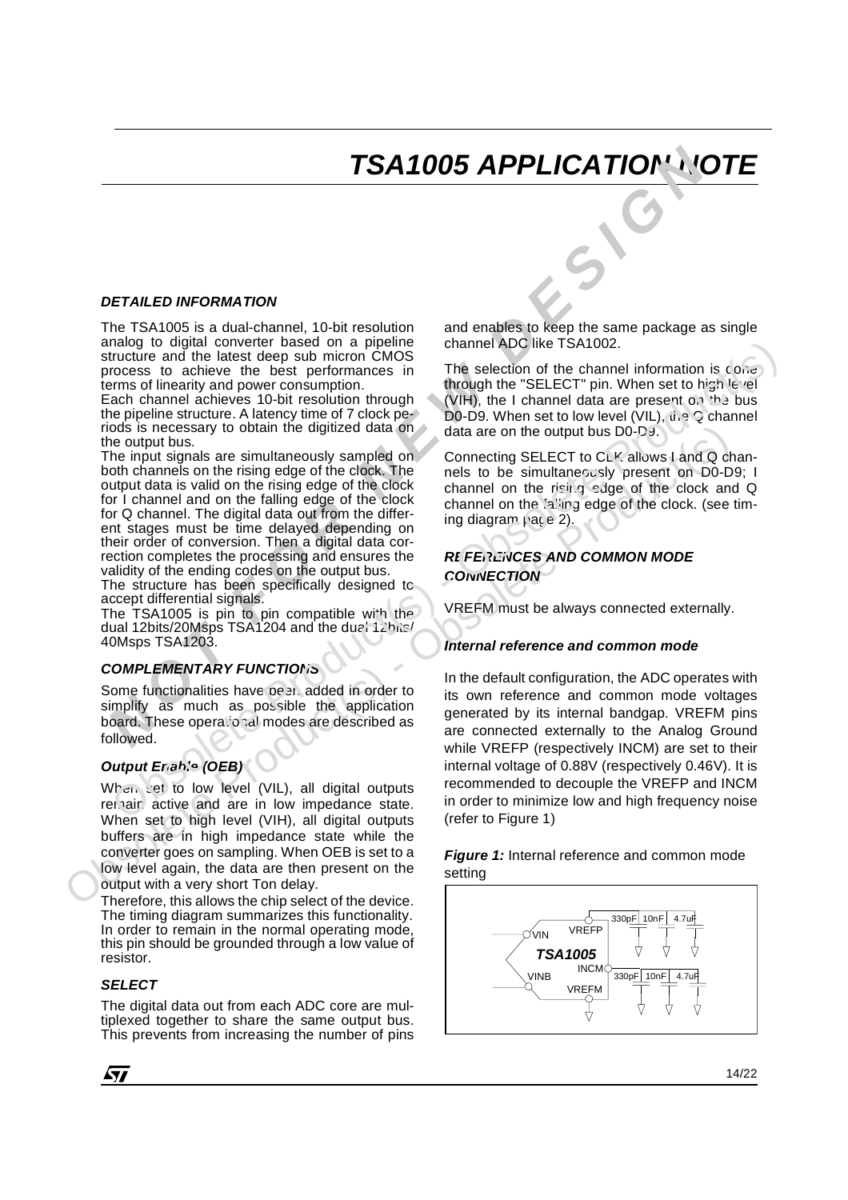# TSA1005 APPLICATION NOTE

### DETAILED INFORMATION

The TSA1005 is a dual-channel, 10-bit resolution analog to digital converter based on a pipeline structure and the latest deep sub micron CMOS process to achieve the best performances in terms of linearity and power consumption.

Each channel achieves 10-bit resolution through the pipeline structure. A latency time of 7 clock periods is necessary to obtain the digitized data on the output bus.

The input signals are simultaneously sampled on both channels on the rising edge of the clock. The output data is valid on the rising edge of the clock for I channel and on the falling edge of the clock for Q channel. The digital data out from the different stages must be time delayed depending on their order of conversion. Then a digital data correction completes the processing and ensures the validity of the ending codes on the output bus.

The structure has been specifically designed to accept differential signals.

The TSA1005 is pin to pin compatible with the dual 12bits/20Msps TSA1204 and the dual 12bits/40Msps TSA1203.

### COMPLEMENTARY FUNCTIONS

Some functionalities have been added in order to simplify as much as possible the application board. These operational modes are described as followed.

#### Output Enable (OEB)

When set to low level (VIL), all digital outputs remain active and are in low impedance state. When set to high level (VIH), all digital outputs buffers are in high impedance state while the converter goes on sampling. When OEB is set to a low level again, the data are then present on the output with a very short Ton delay.

Therefore, this allows the chip select of the device. The timing diagram summarizes this functionality. In order to remain in the normal operating mode, this pin should be grounded through a low value of resistor.

#### SELECT

The digital data out from each ADC core are multiplexed together to share the same output bus. This prevents from increasing the number of pins and enables to keep the same package as single channel ADC like TSA1002.

The selection of the channel information is done through the "SELECT" pin. When set to high level (VIH), the I channel data are present on the bus D0-D9. When set to low level (VIL), the Q channel data are on the output bus D0-D9.

Connecting SELECT to CLK allows I and Q channels to be simultaneously present on D0-D9; I channel on the rising edge of the clock and Q channel on the falling edge of the clock. (see timing diagram page 2).

### REFERENCES AND COMMON MODE CONNECTION

VREFM must be always connected externally.

#### Internal reference and common mode

In the default configuration, the ADC operates with its own reference and common mode voltages generated by its internal bandgap. VREFM pins are connected externally to the Analog Ground while VREFP (respectively INCM) are set to their internal voltage of 0.88V (respectively 0.46V). It is recommended to decouple the VREFP and INCM in order to minimize low and high frequency noise (refer to Figure 1)

***Figure 1:*** Internal reference and common mode setting

VIN, VINB, TSA1005, VREFP, INCM, VREFM, 330pF, 10nF, 4.7uF, 330pF, 10nF, 4.7uF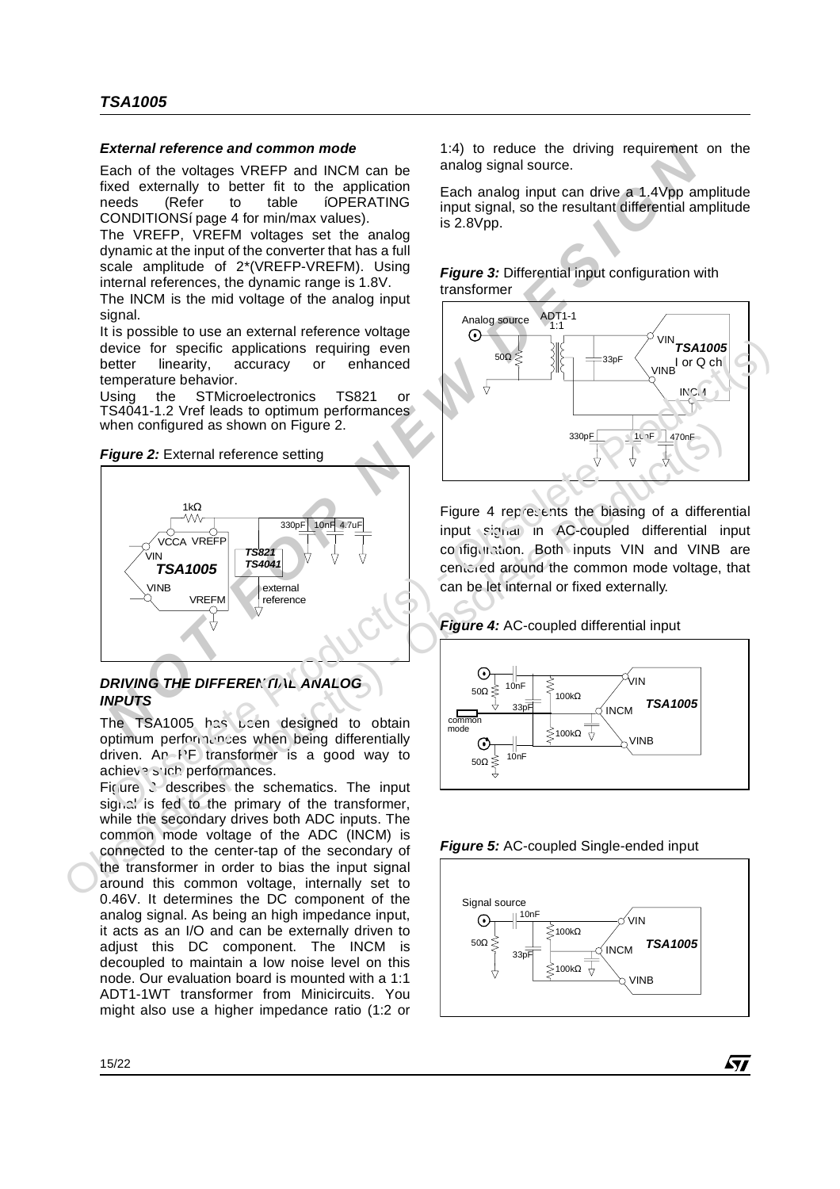### External reference and common mode

Each of the voltages VREFP and INCM can be fixed externally to better fit to the application needs (Refer to table íOPERATING CONDITIONSí page 4 for min/max values).

The VREFP, VREFM voltages set the analog dynamic at the input of the converter that has a full scale amplitude of 2*(VREFP-VREFM). Using internal references, the dynamic range is 1.8V.

The INCM is the mid voltage of the analog input signal.

It is possible to use an external reference voltage device for specific applications requiring even better linearity, accuracy or enhanced temperature behavior.

Using the STMicroelectronics TS821 or TS4041-1.2 Vref leads to optimum performances when configured as shown on Figure 2.

***Figure 2:*** External reference setting

## DRIVING THE DIFFERENTIAL ANALOG INPUTS

The TSA1005 has been designed to obtain optimum performances when being differentially driven. An RF transformer is a good way to achieve such performances.

Figure 3 describes the schematics. The input signal is fed to the primary of the transformer, while the secondary drives both ADC inputs. The common mode voltage of the ADC (INCM) is connected to the center-tap of the secondary of the transformer in order to bias the input signal around this common voltage, internally set to 0.46V. It determines the DC component of the analog signal. As being an high impedance input, it acts as an I/O and can be externally driven to adjust this DC component. The INCM is decoupled to maintain a low noise level on this node. Our evaluation board is mounted with a 1:1 ADT1-1WT transformer from Minicircuits. You might also use a higher impedance ratio (1:2 or 1:4) to reduce the driving requirement on the analog signal source.

Each analog input can drive a 1.4Vpp amplitude input signal, so the resultant differential amplitude is 2.8Vpp.

***Figure 3:*** Differential input configuration with transformer

Figure 4 represents the biasing of a differential input signal in AC-coupled differential input configuration. Both inputs VIN and VINB are centered around the common mode voltage, that can be let internal or fixed externally.

***Figure 4:*** AC-coupled differential input

***Figure 5:*** AC-coupled Single-ended input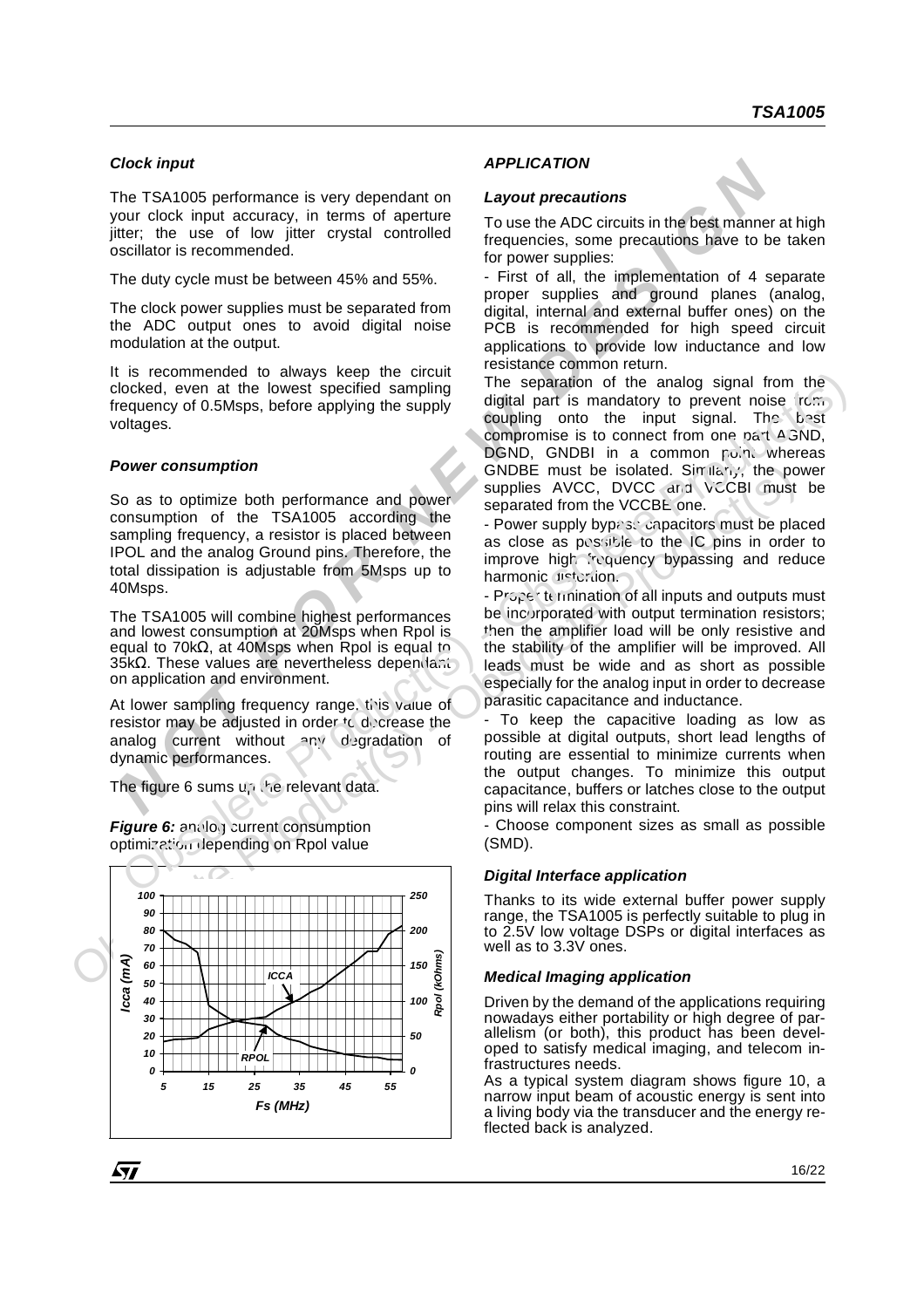### *Clock input*

The TSA1005 performance is very dependant on your clock input accuracy, in terms of aperture jitter; the use of low jitter crystal controlled oscillator is recommended.

The duty cycle must be between 45% and 55%.

The clock power supplies must be separated from the ADC output ones to avoid digital noise modulation at the output.

It is recommended to always keep the circuit clocked, even at the lowest specified sampling frequency of 0.5Msps, before applying the supply voltages.

### *Power consumption*

So as to optimize both performance and power consumption of the TSA1005 according the sampling frequency, a resistor is placed between IPOL and the analog Ground pins. Therefore, the total dissipation is adjustable from 5Msps up to 40Msps.

The TSA1005 will combine highest performances and lowest consumption at 20Msps when Rpol is equal to 70kΩ, at 40Msps when Rpol is equal to 35kΩ. These values are nevertheless dependant on application and environment.

At lower sampling frequency range, this value of resistor may be adjusted in order to decrease the analog current without any degradation of dynamic performances.

The figure 6 sums up the relevant data.

***Figure 6:*** analog current consumption optimization depending on Rpol value

## APPLICATION

### *Layout precautions*

To use the ADC circuits in the best manner at high frequencies, some precautions have to be taken for power supplies:

- First of all, the implementation of 4 separate proper supplies and ground planes (analog, digital, internal and external buffer ones) on the PCB is recommended for high speed circuit applications to provide low inductance and low resistance common return.

The separation of the analog signal from the digital part is mandatory to prevent noise from coupling onto the input signal. The best compromise is to connect from one part AGND, DGND, GNDBI in a common point whereas GNDBE must be isolated. Similarly, the power supplies AVCC, DVCC and VCCBI must be separated from the VCCBE one.

- Power supply bypass capacitors must be placed as close as possible to the IC pins in order to improve high frequency bypassing and reduce harmonic distortion.

- Proper termination of all inputs and outputs must be incorporated with output termination resistors; then the amplifier load will be only resistive and the stability of the amplifier will be improved. All leads must be wide and as short as possible especially for the analog input in order to decrease parasitic capacitance and inductance.

- To keep the capacitive loading as low as possible at digital outputs, short lead lengths of routing are essential to minimize currents when the output changes. To minimize this output capacitance, buffers or latches close to the output pins will relax this constraint.

- Choose component sizes as small as possible (SMD).

### *Digital Interface application*

Thanks to its wide external buffer power supply range, the TSA1005 is perfectly suitable to plug in to 2.5V low voltage DSPs or digital interfaces as well as to 3.3V ones.

### *Medical Imaging application*

Driven by the demand of the applications requiring nowadays either portability or high degree of parallelism (or both), this product has been developed to satisfy medical imaging, and telecom infrastructures needs.

As a typical system diagram shows figure 10, a narrow input beam of acoustic energy is sent into a living body via the transducer and the energy reflected back is analyzed.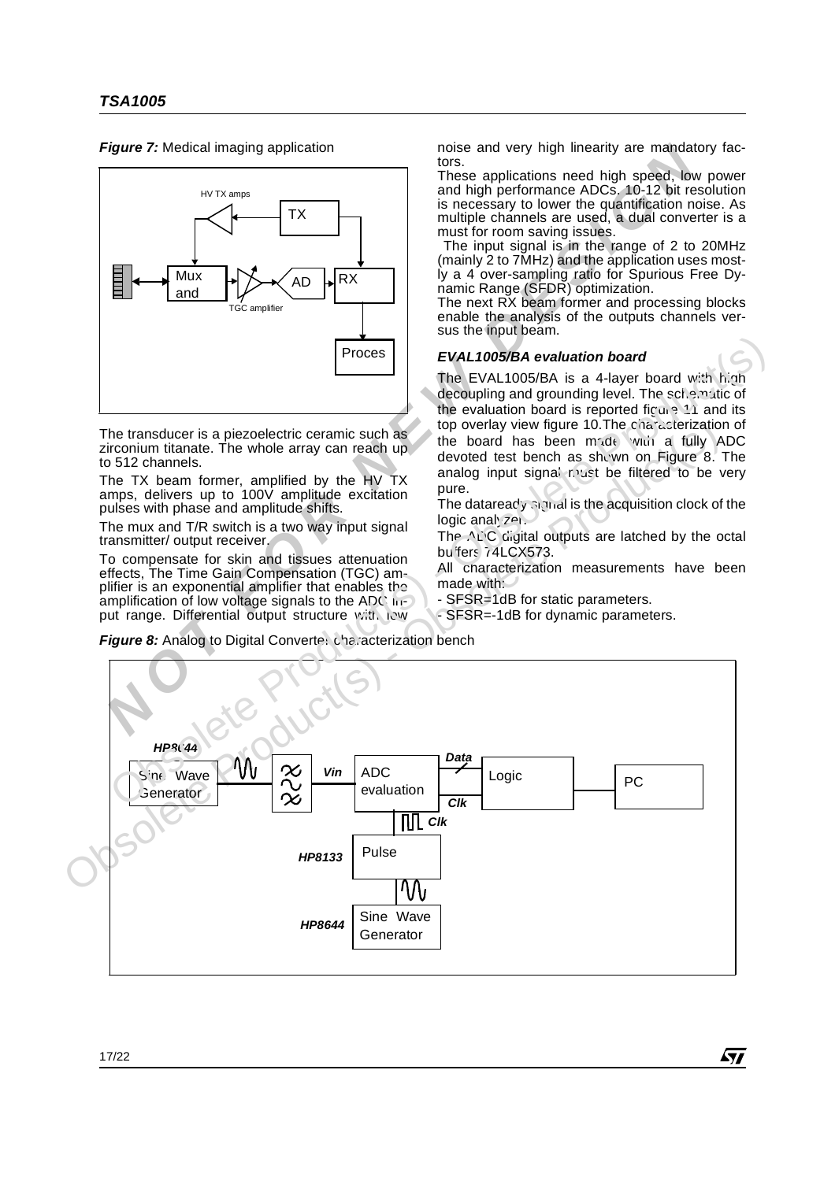*Figure 7:* Medical imaging application

The transducer is a piezoelectric ceramic such as zirconium titanate. The whole array can reach up to 512 channels.

The TX beam former, amplified by the HV TX amps, delivers up to 100V amplitude excitation pulses with phase and amplitude shifts.

The mux and T/R switch is a two way input signal transmitter/ output receiver.

To compensate for skin and tissues attenuation effects, The Time Gain Compensation (TGC) amplifier is an exponential amplifier that enables the amplification of low voltage signals to the ADC input range. Differential output structure with low noise and very high linearity are mandatory factors.

These applications need high speed, low power and high performance ADCs. 10-12 bit resolution is necessary to lower the quantification noise. As multiple channels are used, a dual converter is a must for room saving issues.

The input signal is in the range of 2 to 20MHz (mainly 2 to 7MHz) and the application uses mostly a 4 over-sampling ratio for Spurious Free Dynamic Range (SFDR) optimization.

The next RX beam former and processing blocks enable the analysis of the outputs channels versus the input beam.

### EVAL1005/BA evaluation board

The EVAL1005/BA is a 4-layer board with high decoupling and grounding level. The schematic of the evaluation board is reported figure 11 and its top overlay view figure 10.The characterization of the board has been made with a fully ADC devoted test bench as shown on Figure 8. The analog input signal must be filtered to be very pure.

The dataready signal is the acquisition clock of the logic analyzer.

The ADC digital outputs are latched by the octal buffers 74LCX573.

All characterization measurements have been made with:

- SFSR=1dB for static parameters.
- SFSR=-1dB for dynamic parameters.

*Figure 8:* Analog to Digital Converter characterization bench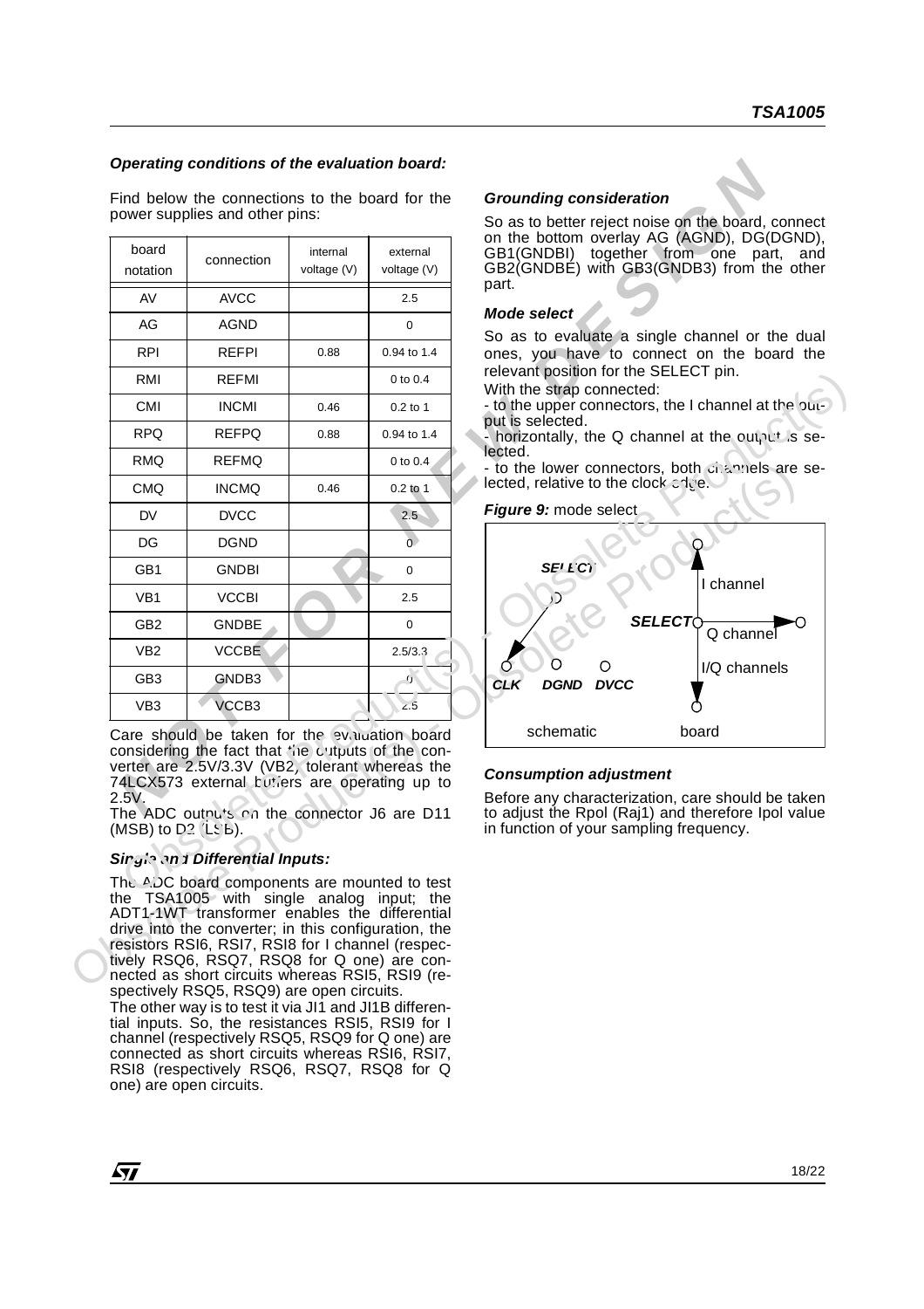### Operating conditions of the evaluation board:

Find below the connections to the board for the power supplies and other pins:

| board notation | connection | internal voltage (V) | external voltage (V) |
|---|---|---|---|
| AV | AVCC | | 2.5 |
| AG | AGND | | 0 |
| RPI | REFPI | 0.88 | 0.94 to 1.4 |
| RMI | REFMI | | 0 to 0.4 |
| CMI | INCMI | 0.46 | 0.2 to 1 |
| RPQ | REFPQ | 0.88 | 0.94 to 1.4 |
| RMQ | REFMQ | | 0 to 0.4 |
| CMQ | INCMQ | 0.46 | 0.2 to 1 |
| DV | DVCC | | 2.5 |
| DG | DGND | | 0 |
| GB1 | GNDBI | | 0 |
| VB1 | VCCBI | | 2.5 |
| GB2 | GNDBE | | 0 |
| VB2 | VCCBE | | 2.5/3.3 |
| GB3 | GNDB3 | | 0 |
| VB3 | VCCB3 | | 2.5 |

Care should be taken for the evaluation board considering the fact that the outputs of the converter are 2.5V/3.3V (VB2, tolerant whereas the 74LCX573 external buffers are operating up to 2.5V.

The ADC outputs on the connector J6 are D11 (MSB) to D2 (LSB).

### Single and Differential Inputs:

The ADC board components are mounted to test the TSA1005 with single analog input; the ADT1-1WT transformer enables the differential drive into the converter; in this configuration, the resistors RSI6, RSI7, RSI8 for I channel (respectively RSQ6, RSQ7, RSQ8 for Q one) are connected as short circuits whereas RSI5, RSI9 (respectively RSQ5, RSQ9) are open circuits.

The other way is to test it via JI1 and JI1B differential inputs. So, the resistances RSI5, RSI9 for I channel (respectively RSQ5, RSQ9 for Q one) are connected as short circuits whereas RSI6, RSI7, RSI8 (respectively RSQ6, RSQ7, RSQ8 for Q one) are open circuits.

### Grounding consideration

So as to better reject noise on the board, connect on the bottom overlay AG (AGND), DG(DGND), GB1(GNDBI) together from one part, and GB2(GNDBE) with GB3(GNDB3) from the other part.

### Mode select

So as to evaluate a single channel or the dual ones, you have to connect on the board the relevant position for the SELECT pin.

With the strap connected:

- to the upper connectors, the I channel at the output is selected.
- horizontally, the Q channel at the output is selected.
- to the lower connectors, both channels are selected, relative to the clock edge.

***Figure 9:*** mode select

SELECT, CLK, DGND, DVCC — schematic; SELECT, I channel, Q channel, I/Q channels — board

### Consumption adjustment

Before any characterization, care should be taken to adjust the Rpol (Raj1) and therefore Ipol value in function of your sampling frequency.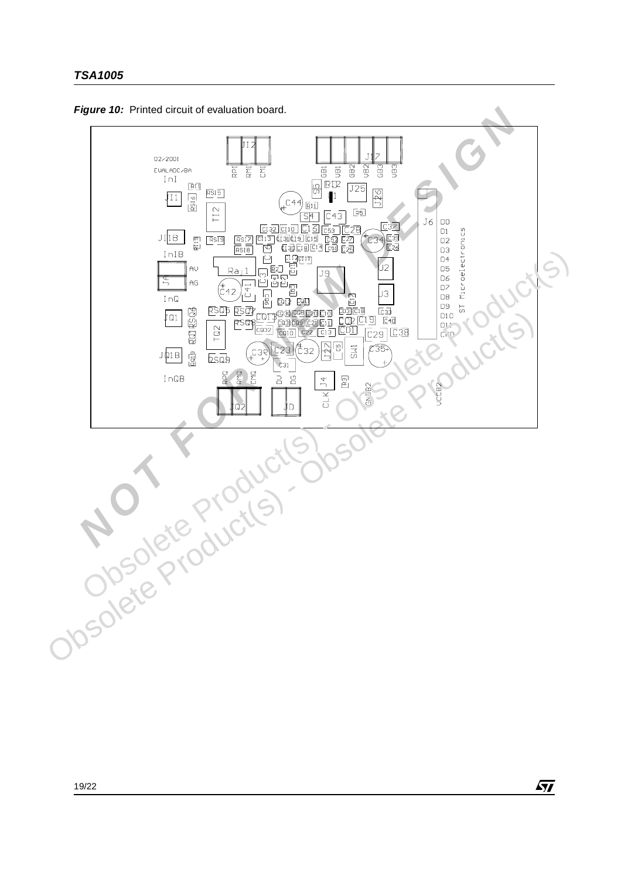***Figure 10:*** Printed circuit of evaluation board.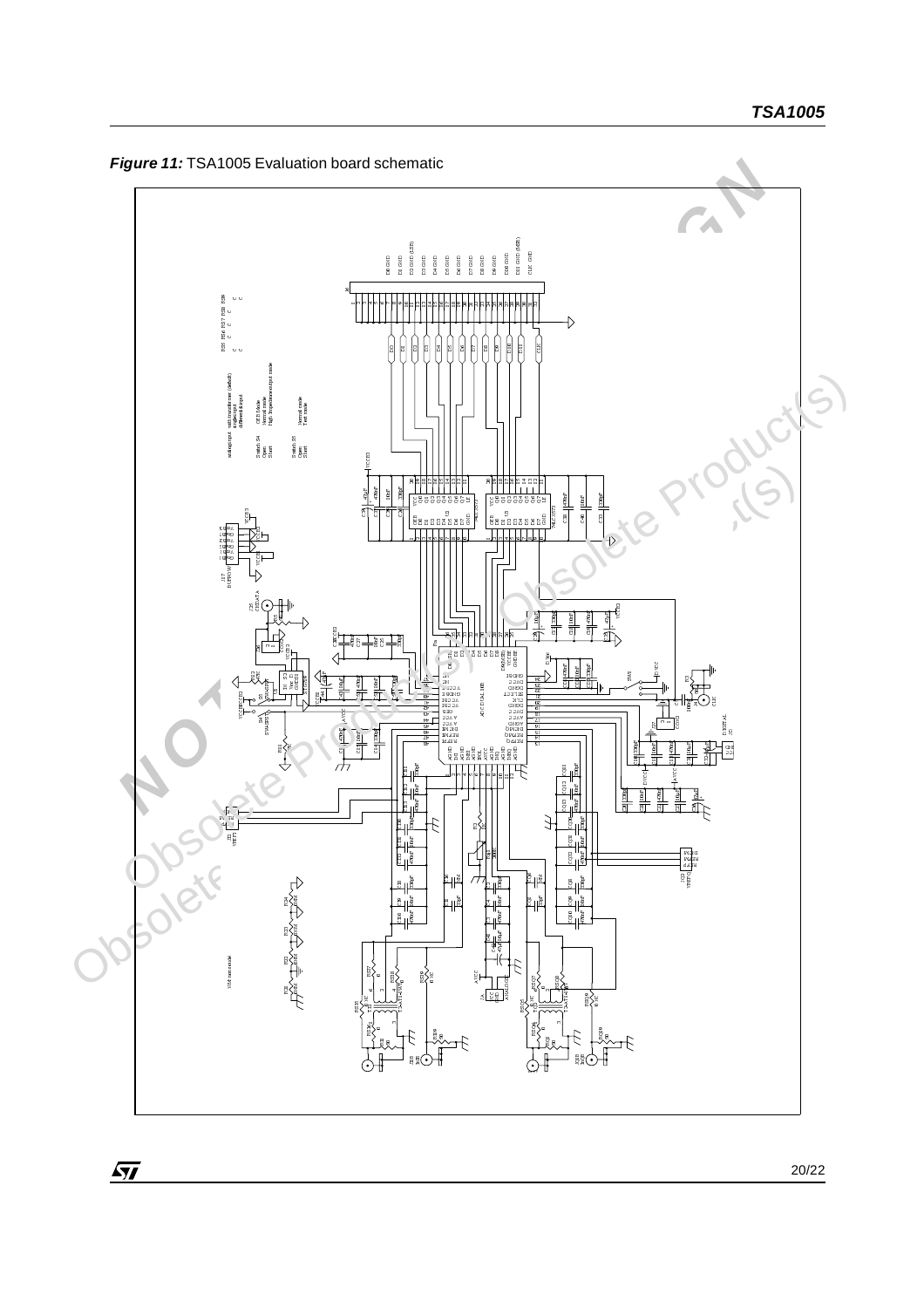***Figure 11:*** TSA1005 Evaluation board schematic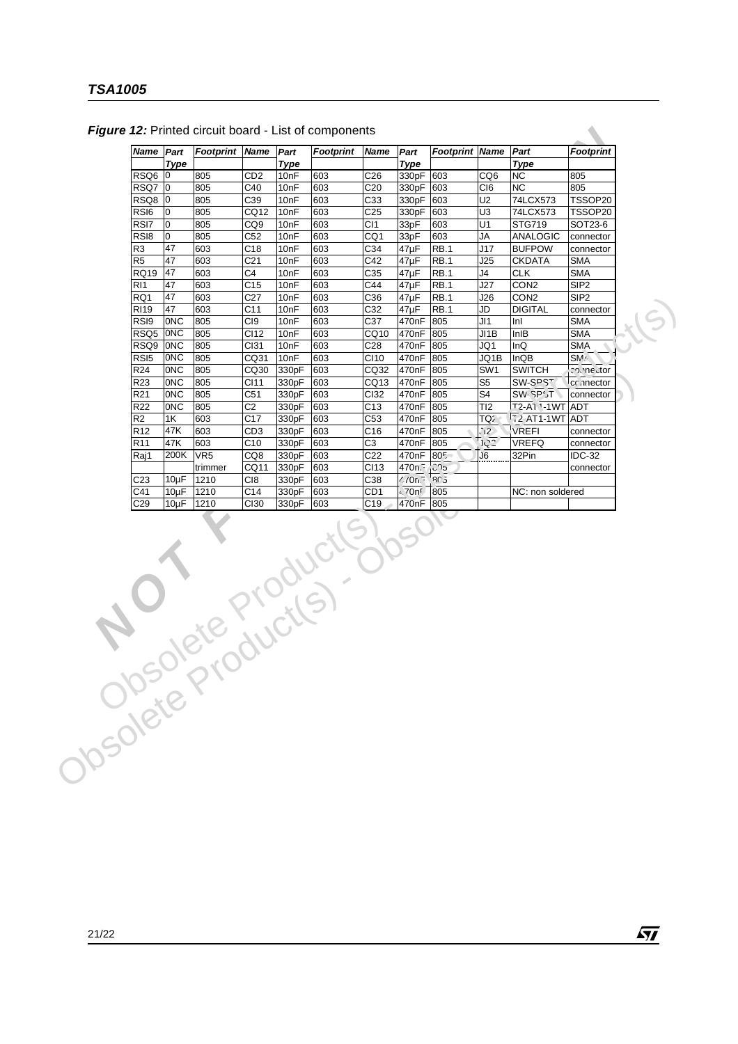***Figure 12:*** Printed circuit board - List of components

| *Name* | *Part Type* | *Footprint* | *Name* | *Part Type* | *Footprint* | *Name* | *Part Type* | *Footprint* | *Name* | *Part Type* | *Footprint* |
|---|---|---|---|---|---|---|---|---|---|---|---|
| RSQ6 | 0 | 805 | CD2 | 10nF | 603 | C26 | 330pF | 603 | CQ6 | NC | 805 |
| RSQ7 | 0 | 805 | C40 | 10nF | 603 | C20 | 330pF | 603 | CI6 | NC | 805 |
| RSQ8 | 0 | 805 | C39 | 10nF | 603 | C33 | 330pF | 603 | U2 | 74LCX573 | TSSOP20 |
| RSI6 | 0 | 805 | CQ12 | 10nF | 603 | C25 | 330pF | 603 | U3 | 74LCX573 | TSSOP20 |
| RSI7 | 0 | 805 | CQ9 | 10nF | 603 | CI1 | 33pF | 603 | U1 | STG719 | SOT23-6 |
| RSI8 | 0 | 805 | C52 | 10nF | 603 | CQ1 | 33pF | 603 | JA | ANALOGIC | connector |
| R3 | 47 | 603 | C18 | 10nF | 603 | C34 | 47µF | RB.1 | J17 | BUFPOW | connector |
| R5 | 47 | 603 | C21 | 10nF | 603 | C42 | 47µF | RB.1 | J25 | CKDATA | SMA |
| RQ19 | 47 | 603 | C4 | 10nF | 603 | C35 | 47µF | RB.1 | J4 | CLK | SMA |
| RI1 | 47 | 603 | C15 | 10nF | 603 | C44 | 47µF | RB.1 | J27 | CON2 | SIP2 |
| RQ1 | 47 | 603 | C27 | 10nF | 603 | C36 | 47µF | RB.1 | J26 | CON2 | SIP2 |
| RI19 | 47 | 603 | C11 | 10nF | 603 | C32 | 47µF | RB.1 | JD | DIGITAL | connector |
| RSI9 | 0NC | 805 | CI9 | 10nF | 603 | C37 | 470nF | 805 | JI1 | InI | SMA |
| RSQ5 | 0NC | 805 | CI12 | 10nF | 603 | CQ10 | 470nF | 805 | JI1B | InIB | SMA |
| RSQ9 | 0NC | 805 | CI31 | 10nF | 603 | C28 | 470nF | 805 | JQ1 | InQ | SMA |
| RSI5 | 0NC | 805 | CQ31 | 10nF | 603 | CI10 | 470nF | 805 | JQ1B | InQB | SMA |
| R24 | 0NC | 805 | CQ30 | 330pF | 603 | CQ32 | 470nF | 805 | SW1 | SWITCH | connector |
| R23 | 0NC | 805 | CI11 | 330pF | 603 | CQ13 | 470nF | 805 | S5 | SW-SPST | connector |
| R21 | 0NC | 805 | C51 | 330pF | 603 | CI32 | 470nF | 805 | S4 | SW-SPST | connector |
| R22 | 0NC | 805 | C2 | 330pF | 603 | C13 | 470nF | 805 | TI2 | T2-AT1-1WT | ADT |
| R2 | 1K | 603 | C17 | 330pF | 603 | C53 | 470nF | 805 | TQ2 | T2-AT1-1WT | ADT |
| R12 | 47K | 603 | CD3 | 330pF | 603 | C16 | 470nF | 805 | JI2 | VREFI | connector |
| R11 | 47K | 603 | C10 | 330pF | 603 | C3 | 470nF | 805 | JQ2 | VREFQ | connector |
| Raj1 | 200K | VR5 | CQ8 | 330pF | 603 | C22 | 470nF | 805 | J6 | 32Pin | IDC-32 |
| | | trimmer | CQ11 | 330pF | 603 | CI13 | 470nF | 805 | | | connector |
| C23 | 10µF | 1210 | CI8 | 330pF | 603 | C38 | 470nF | 805 | | | |
| C41 | 10µF | 1210 | C14 | 330pF | 603 | CD1 | 470nF | 805 | | NC: non soldered | |
| C29 | 10µF | 1210 | CI30 | 330pF | 603 | C19 | 470nF | 805 | | | |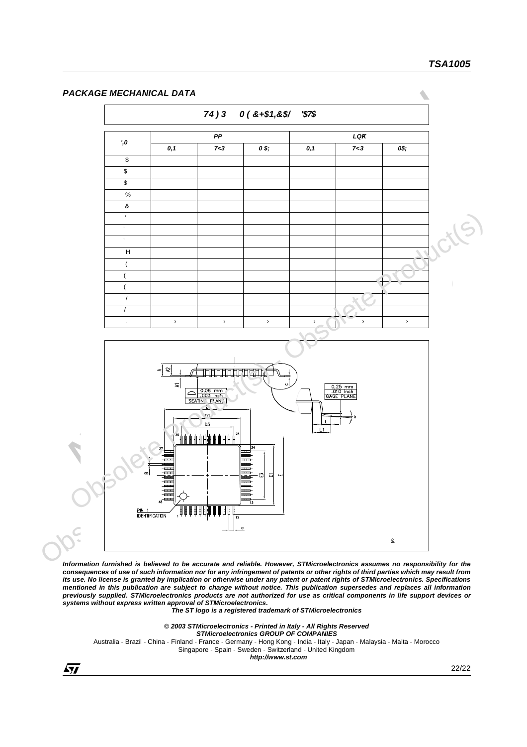## PACKAGE MECHANICAL DATA

| 74)3 0(&+$1,&$/ '$7$ | | | | | | |
|---|---|---|---|---|---|---|
| ',0 | PP | | | LQK | | |
| | 0,1 | 7<3 | 0$; | 0,1 | 7<3 | 0$; |
| $ | | | | | | |
| $ | | | | | | |
| $ | | | | | | |
| % | | | | | | |
| & | | | | | | |
| ' | | | | | | |
| ' | | | | | | |
| ' | | | | | | |
| H | | | | | | |
| ( | | | | | | |
| ( | | | | | | |
| ( | | | | | | |
| / | | | | | | |
| / | | | | | | |
| . | › | › | › | › | › | › |

A
A2
A1
0,08 mm
.003 inch
SEATING PLANE
c
0,25 mm
.010 inch
GAGE PLANE
k
L
L1
D
D1
D3
36
25
37
24
B
E3
E1
E
48
13
PIN 1
IDENTIFICATION
1
12
e
&

***Information furnished is believed to be accurate and reliable. However, STMicroelectronics assumes no responsibility for the consequences of use of such information nor for any infringement of patents or other rights of third parties which may result from its use. No license is granted by implication or otherwise under any patent or patent rights of STMicroelectronics. Specifications mentioned in this publication are subject to change without notice. This publication supersedes and replaces all information previously supplied. STMicroelectronics products are not authorized for use as critical components in life support devices or systems without express written approval of STMicroelectronics.***

***The ST logo is a registered trademark of STMicroelectronics***

***© 2003 STMicroelectronics - Printed in Italy - All Rights Reserved***

***STMicroelectronics GROUP OF COMPANIES***

Australia - Brazil - China - Finland - France - Germany - Hong Kong - India - Italy - Japan - Malaysia - Malta - Morocco
Singapore - Spain - Sweden - Switzerland - United Kingdom

***http://www.st.com***